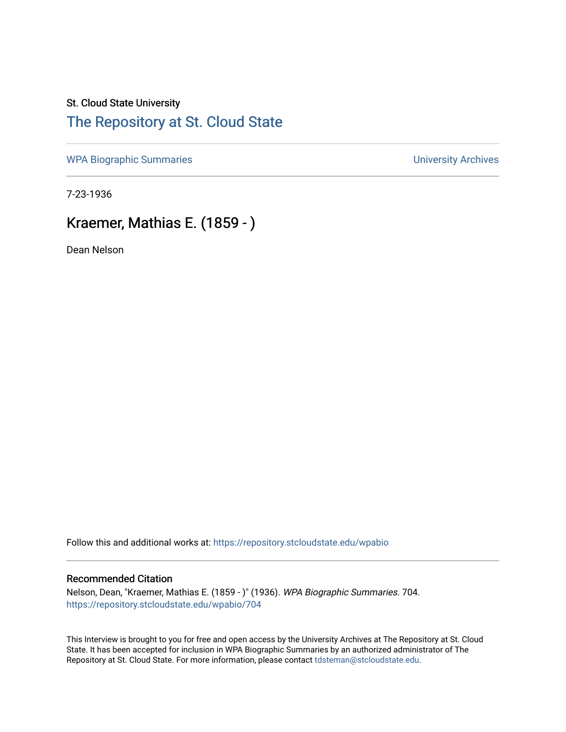St. Cloud State University

# The Repository at St. Cloud State

WPA Biographic Summaries

University Archives

7-23-1936

## Kraemer, Mathias E. (1859 - )

Dean Nelson

Follow this and additional works at: https://repository.stcloudstate.edu/wpabio

### Recommended Citation

Nelson, Dean, "Kraemer, Mathias E. (1859 - )" (1936). *WPA Biographic Summaries*. 704.
https://repository.stcloudstate.edu/wpabio/704

This Interview is brought to you for free and open access by the University Archives at The Repository at St. Cloud State. It has been accepted for inclusion in WPA Biographic Summaries by an authorized administrator of The Repository at St. Cloud State. For more information, please contact tdsteman@stcloudstate.edu.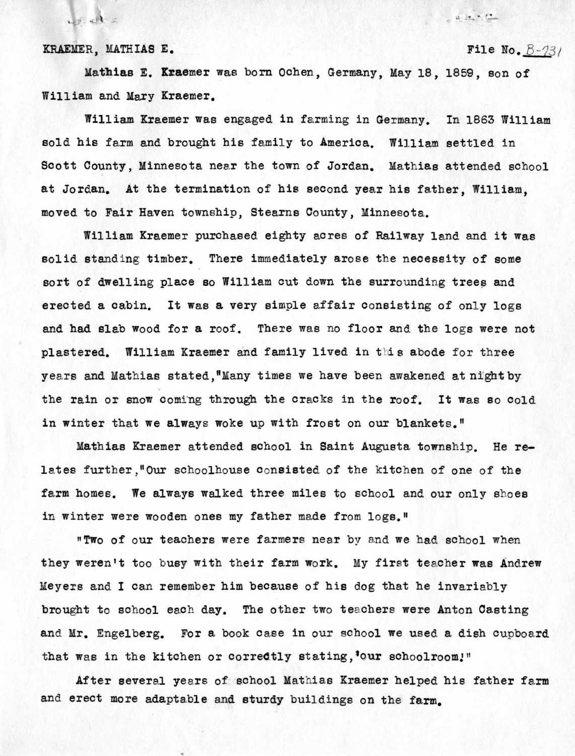KRAEMER, MATHIAS E. File No. B-231

Mathias E. Kraemer was born Ochen, Germany, May 18, 1859, son of William and Mary Kraemer.

William Kraemer was engaged in farming in Germany. In 1863 William sold his farm and brought his family to America. William settled in Scott County, Minnesota near the town of Jordan. Mathias attended school at Jordan. At the termination of his second year his father, William, moved to Fair Haven township, Stearns County, Minnesota.

William Kraemer purchased eighty acres of Railway land and it was solid standing timber. There immediately arose the necessity of some sort of dwelling place so William cut down the surrounding trees and erected a cabin. It was a very simple affair consisting of only logs and had slab wood for a roof. There was no floor and the logs were not plastered. William Kraemer and family lived in this abode for three years and Mathias stated,"Many times we have been awakened at night by the rain or snow coming through the cracks in the roof. It was so cold in winter that we always woke up with frost on our blankets."

Mathias Kraemer attended school in Saint Augusta township. He relates further,"Our schoolhouse consisted of the kitchen of one of the farm homes. We always walked three miles to school and our only shoes in winter were wooden ones my father made from logs."

"Two of our teachers were farmers near by and we had school when they weren't too busy with their farm work. My first teacher was Andrew Meyers and I can remember him because of his dog that he invariably brought to school each day. The other two teachers were Anton Casting and Mr. Engelberg. For a book case in our school we used a dish cupboard that was in the kitchen or correctly stating,'our schoolroom!"

After several years of school Mathias Kraemer helped his father farm and erect more adaptable and sturdy buildings on the farm.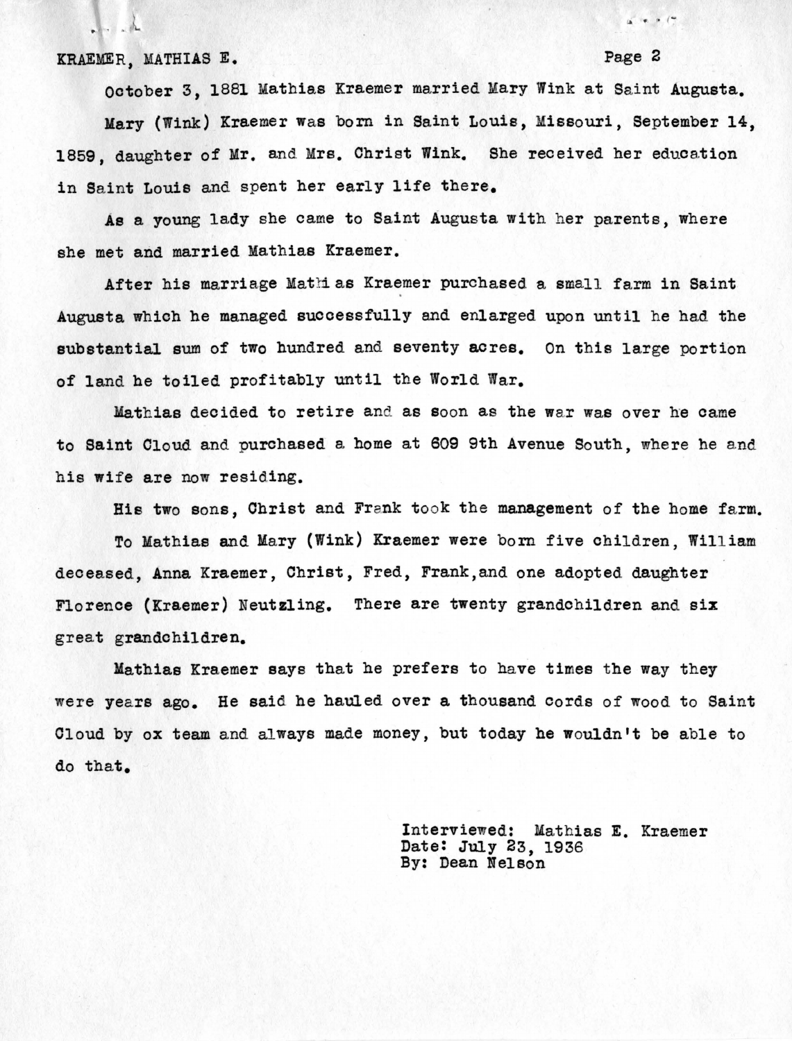October 3, 1881 Mathias Kraemer married Mary Wink at Saint Augusta.

Mary (Wink) Kraemer was born in Saint Louis, Missouri, September 14, 1859, daughter of Mr. and Mrs. Christ Wink. She received her education in Saint Louis and spent her early life there.

As a young lady she came to Saint Augusta with her parents, where she met and married Mathias Kraemer.

After his marriage Mathias Kraemer purchased a small farm in Saint Augusta which he managed successfully and enlarged upon until he had the substantial sum of two hundred and seventy acres. On this large portion of land he toiled profitably until the World War.

Mathias decided to retire and as soon as the war was over he came to Saint Cloud and purchased a home at 609 9th Avenue South, where he and his wife are now residing.

His two sons, Christ and Frank took the management of the home farm.

To Mathias and Mary (Wink) Kraemer were born five children, William deceased, Anna Kraemer, Christ, Fred, Frank, and one adopted daughter Florence (Kraemer) Neutzling. There are twenty grandchildren and six great grandchildren.

Mathias Kraemer says that he prefers to have times the way they were years ago. He said he hauled over a thousand cords of wood to Saint Cloud by ox team and always made money, but today he wouldn't be able to do that.

Interviewed: Mathias E. Kraemer
Date: July 23, 1936
By: Dean Nelson